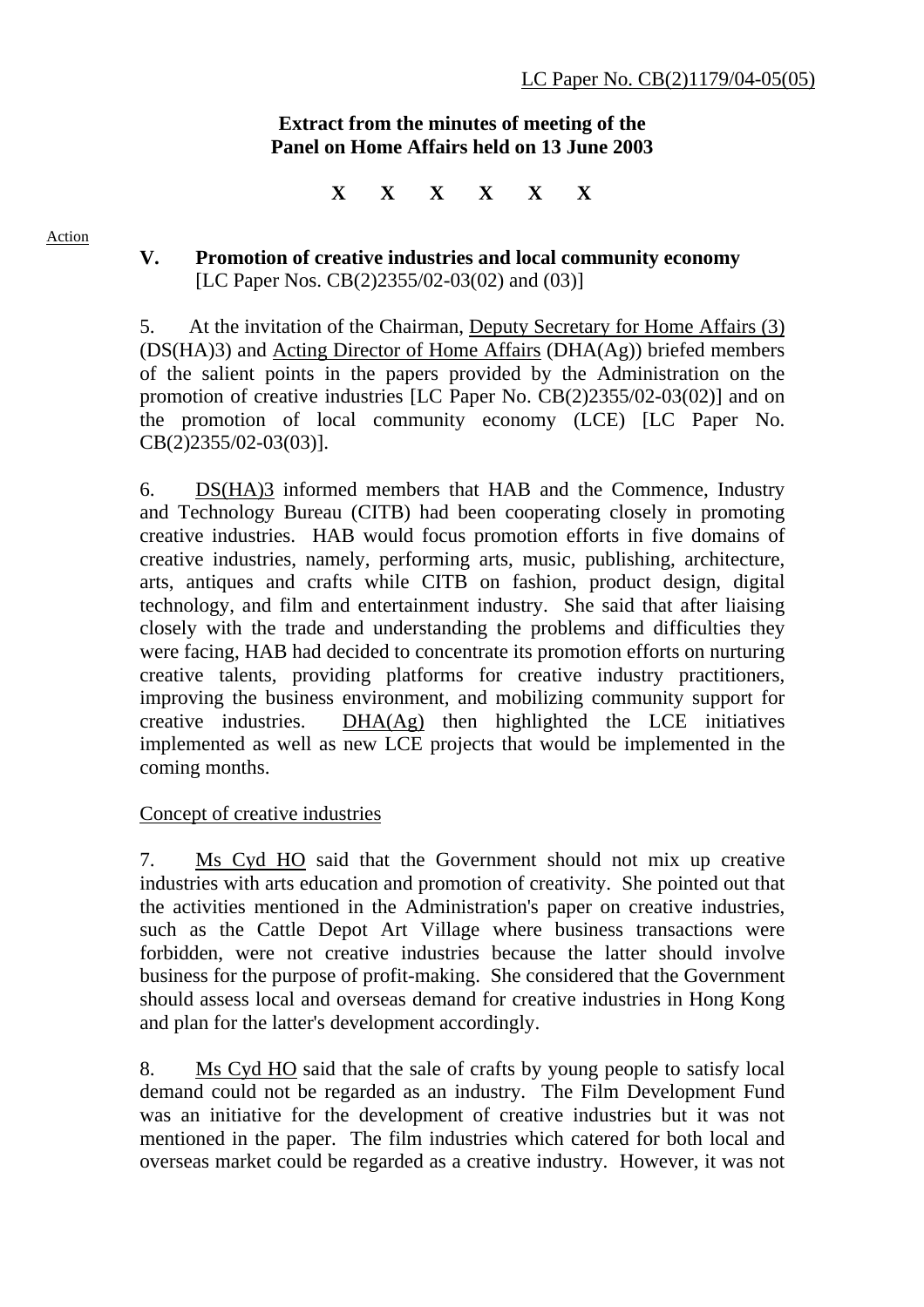LC Paper No. CB(2)1179/04-05(05)

**Extract from the minutes of meeting of the Panel on Home Affairs held on 13 June 2003**

**X X X X X X**

Action

### V. Promotion of creative industries and local community economy

[LC Paper Nos. CB(2)2355/02-03(02) and (03)]

5. At the invitation of the Chairman, Deputy Secretary for Home Affairs (3) (DS(HA)3) and Acting Director of Home Affairs (DHA(Ag)) briefed members of the salient points in the papers provided by the Administration on the promotion of creative industries [LC Paper No. CB(2)2355/02-03(02)] and on the promotion of local community economy (LCE) [LC Paper No. CB(2)2355/02-03(03)].

6. DS(HA)3 informed members that HAB and the Commence, Industry and Technology Bureau (CITB) had been cooperating closely in promoting creative industries. HAB would focus promotion efforts in five domains of creative industries, namely, performing arts, music, publishing, architecture, arts, antiques and crafts while CITB on fashion, product design, digital technology, and film and entertainment industry. She said that after liaising closely with the trade and understanding the problems and difficulties they were facing, HAB had decided to concentrate its promotion efforts on nurturing creative talents, providing platforms for creative industry practitioners, improving the business environment, and mobilizing community support for creative industries. DHA(Ag) then highlighted the LCE initiatives implemented as well as new LCE projects that would be implemented in the coming months.

Concept of creative industries

7. Ms Cyd HO said that the Government should not mix up creative industries with arts education and promotion of creativity. She pointed out that the activities mentioned in the Administration's paper on creative industries, such as the Cattle Depot Art Village where business transactions were forbidden, were not creative industries because the latter should involve business for the purpose of profit-making. She considered that the Government should assess local and overseas demand for creative industries in Hong Kong and plan for the latter's development accordingly.

8. Ms Cyd HO said that the sale of crafts by young people to satisfy local demand could not be regarded as an industry. The Film Development Fund was an initiative for the development of creative industries but it was not mentioned in the paper. The film industries which catered for both local and overseas market could be regarded as a creative industry. However, it was not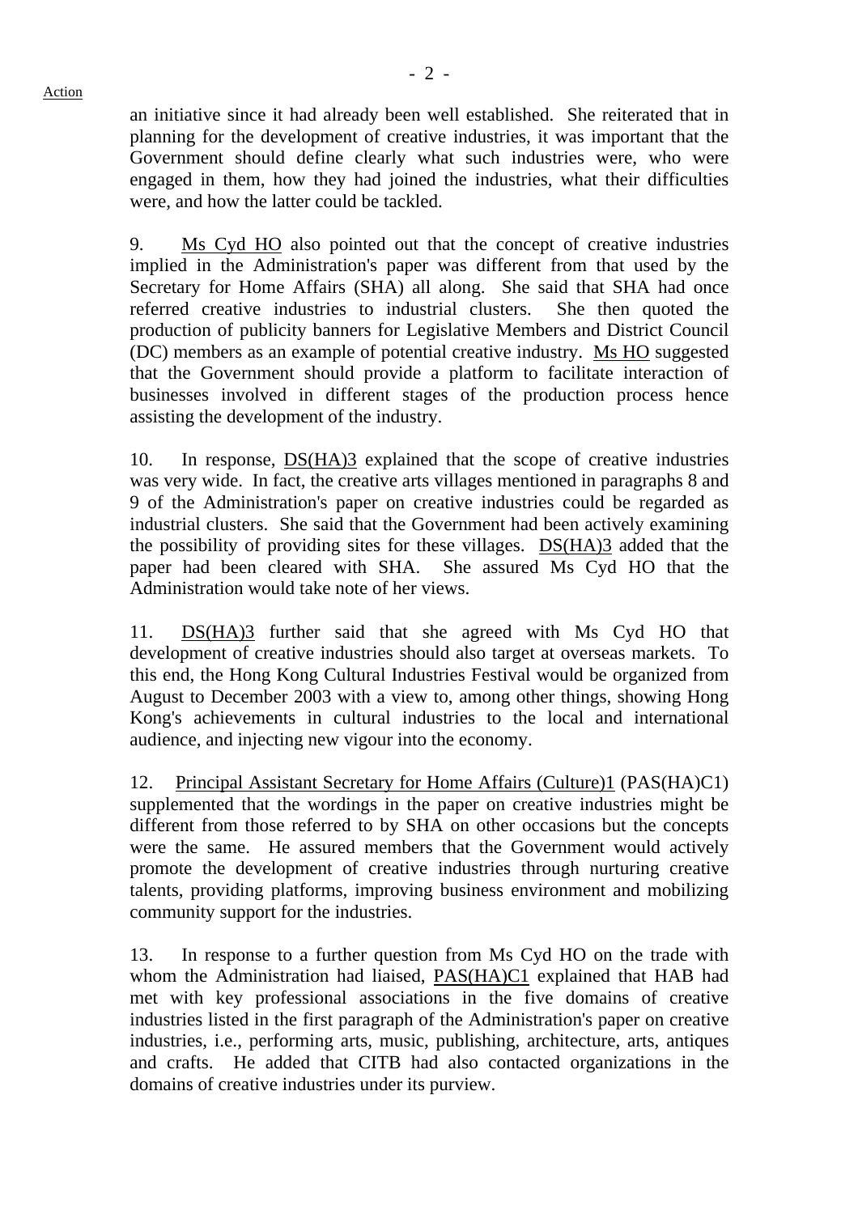an initiative since it had already been well established. She reiterated that in planning for the development of creative industries, it was important that the Government should define clearly what such industries were, who were engaged in them, how they had joined the industries, what their difficulties were, and how the latter could be tackled.

9. Ms Cyd HO also pointed out that the concept of creative industries implied in the Administration's paper was different from that used by the Secretary for Home Affairs (SHA) all along. She said that SHA had once referred creative industries to industrial clusters. She then quoted the production of publicity banners for Legislative Members and District Council (DC) members as an example of potential creative industry. Ms HO suggested that the Government should provide a platform to facilitate interaction of businesses involved in different stages of the production process hence assisting the development of the industry.

10. In response, DS(HA)3 explained that the scope of creative industries was very wide. In fact, the creative arts villages mentioned in paragraphs 8 and 9 of the Administration's paper on creative industries could be regarded as industrial clusters. She said that the Government had been actively examining the possibility of providing sites for these villages. DS(HA)3 added that the paper had been cleared with SHA. She assured Ms Cyd HO that the Administration would take note of her views.

11. DS(HA)3 further said that she agreed with Ms Cyd HO that development of creative industries should also target at overseas markets. To this end, the Hong Kong Cultural Industries Festival would be organized from August to December 2003 with a view to, among other things, showing Hong Kong's achievements in cultural industries to the local and international audience, and injecting new vigour into the economy.

12. Principal Assistant Secretary for Home Affairs (Culture)1 (PAS(HA)C1) supplemented that the wordings in the paper on creative industries might be different from those referred to by SHA on other occasions but the concepts were the same. He assured members that the Government would actively promote the development of creative industries through nurturing creative talents, providing platforms, improving business environment and mobilizing community support for the industries.

13. In response to a further question from Ms Cyd HO on the trade with whom the Administration had liaised, PAS(HA)C1 explained that HAB had met with key professional associations in the five domains of creative industries listed in the first paragraph of the Administration's paper on creative industries, i.e., performing arts, music, publishing, architecture, arts, antiques and crafts. He added that CITB had also contacted organizations in the domains of creative industries under its purview.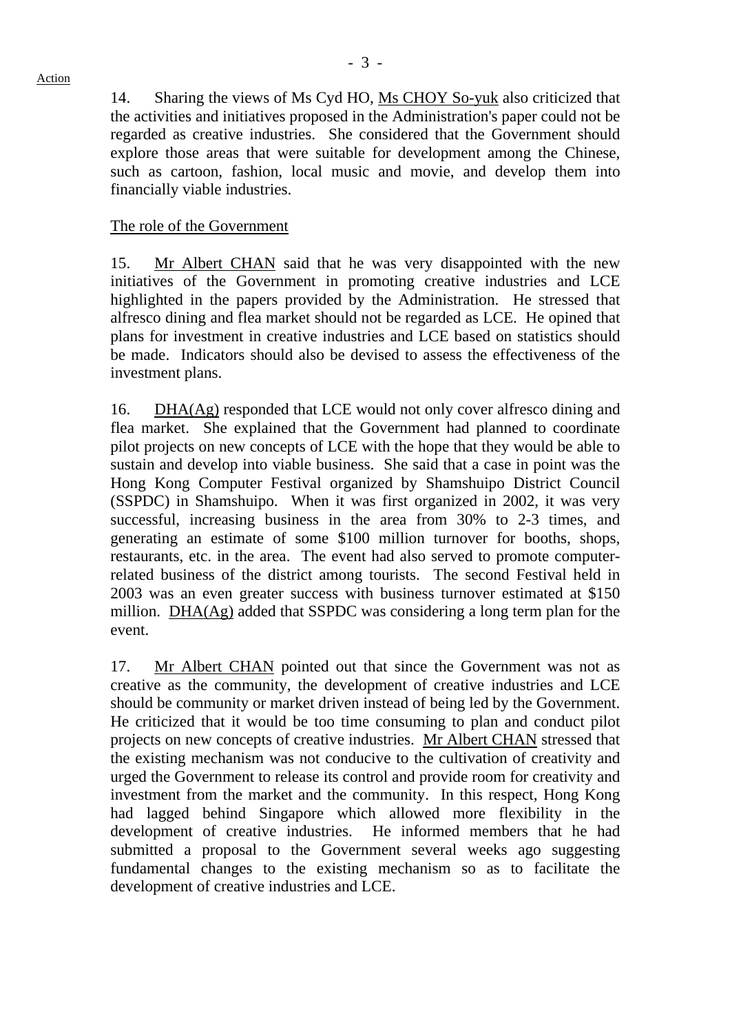14. Sharing the views of Ms Cyd HO, Ms CHOY So-yuk also criticized that the activities and initiatives proposed in the Administration's paper could not be regarded as creative industries. She considered that the Government should explore those areas that were suitable for development among the Chinese, such as cartoon, fashion, local music and movie, and develop them into financially viable industries.

The role of the Government

15. Mr Albert CHAN said that he was very disappointed with the new initiatives of the Government in promoting creative industries and LCE highlighted in the papers provided by the Administration. He stressed that alfresco dining and flea market should not be regarded as LCE. He opined that plans for investment in creative industries and LCE based on statistics should be made. Indicators should also be devised to assess the effectiveness of the investment plans.

16. DHA(Ag) responded that LCE would not only cover alfresco dining and flea market. She explained that the Government had planned to coordinate pilot projects on new concepts of LCE with the hope that they would be able to sustain and develop into viable business. She said that a case in point was the Hong Kong Computer Festival organized by Shamshuipo District Council (SSPDC) in Shamshuipo. When it was first organized in 2002, it was very successful, increasing business in the area from 30% to 2-3 times, and generating an estimate of some $100 million turnover for booths, shops, restaurants, etc. in the area. The event had also served to promote computer-related business of the district among tourists. The second Festival held in 2003 was an even greater success with business turnover estimated at $150 million. DHA(Ag) added that SSPDC was considering a long term plan for the event.

17. Mr Albert CHAN pointed out that since the Government was not as creative as the community, the development of creative industries and LCE should be community or market driven instead of being led by the Government. He criticized that it would be too time consuming to plan and conduct pilot projects on new concepts of creative industries. Mr Albert CHAN stressed that the existing mechanism was not conducive to the cultivation of creativity and urged the Government to release its control and provide room for creativity and investment from the market and the community. In this respect, Hong Kong had lagged behind Singapore which allowed more flexibility in the development of creative industries. He informed members that he had submitted a proposal to the Government several weeks ago suggesting fundamental changes to the existing mechanism so as to facilitate the development of creative industries and LCE.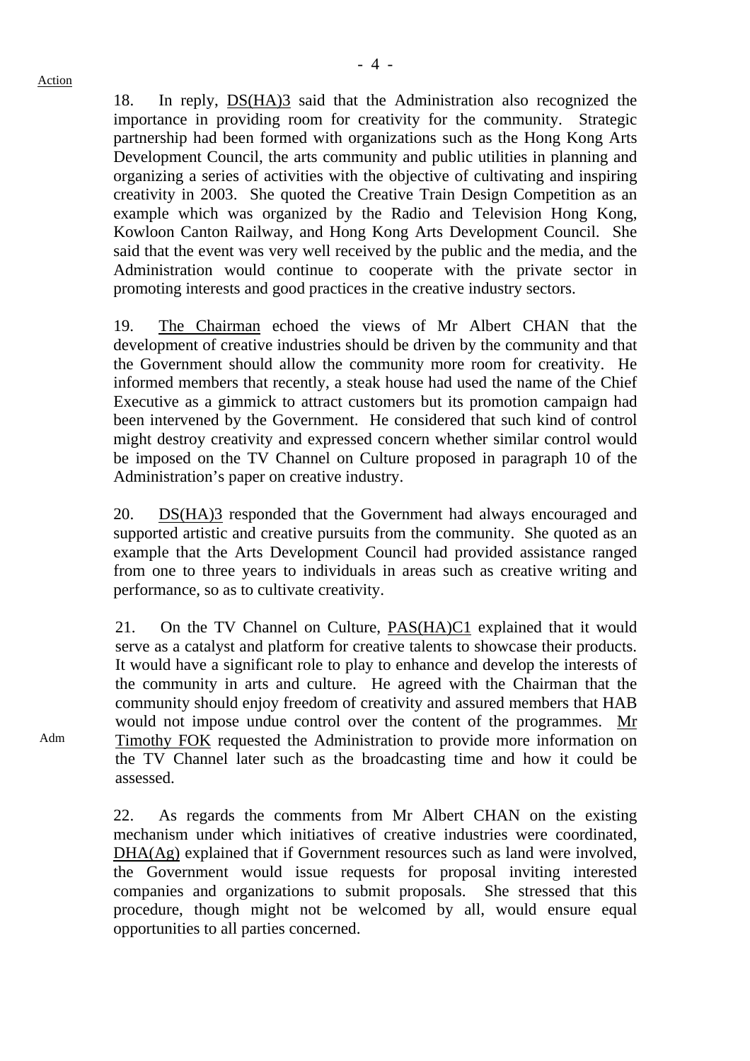Action

18. In reply, DS(HA)3 said that the Administration also recognized the importance in providing room for creativity for the community. Strategic partnership had been formed with organizations such as the Hong Kong Arts Development Council, the arts community and public utilities in planning and organizing a series of activities with the objective of cultivating and inspiring creativity in 2003. She quoted the Creative Train Design Competition as an example which was organized by the Radio and Television Hong Kong, Kowloon Canton Railway, and Hong Kong Arts Development Council. She said that the event was very well received by the public and the media, and the Administration would continue to cooperate with the private sector in promoting interests and good practices in the creative industry sectors.

19. The Chairman echoed the views of Mr Albert CHAN that the development of creative industries should be driven by the community and that the Government should allow the community more room for creativity. He informed members that recently, a steak house had used the name of the Chief Executive as a gimmick to attract customers but its promotion campaign had been intervened by the Government. He considered that such kind of control might destroy creativity and expressed concern whether similar control would be imposed on the TV Channel on Culture proposed in paragraph 10 of the Administration's paper on creative industry.

20. DS(HA)3 responded that the Government had always encouraged and supported artistic and creative pursuits from the community. She quoted as an example that the Arts Development Council had provided assistance ranged from one to three years to individuals in areas such as creative writing and performance, so as to cultivate creativity.

21. On the TV Channel on Culture, PAS(HA)C1 explained that it would serve as a catalyst and platform for creative talents to showcase their products. It would have a significant role to play to enhance and develop the interests of the community in arts and culture. He agreed with the Chairman that the community should enjoy freedom of creativity and assured members that HAB would not impose undue control over the content of the programmes. Mr Timothy FOK requested the Administration to provide more information on the TV Channel later such as the broadcasting time and how it could be assessed.

Adm

22. As regards the comments from Mr Albert CHAN on the existing mechanism under which initiatives of creative industries were coordinated, DHA(Ag) explained that if Government resources such as land were involved, the Government would issue requests for proposal inviting interested companies and organizations to submit proposals. She stressed that this procedure, though might not be welcomed by all, would ensure equal opportunities to all parties concerned.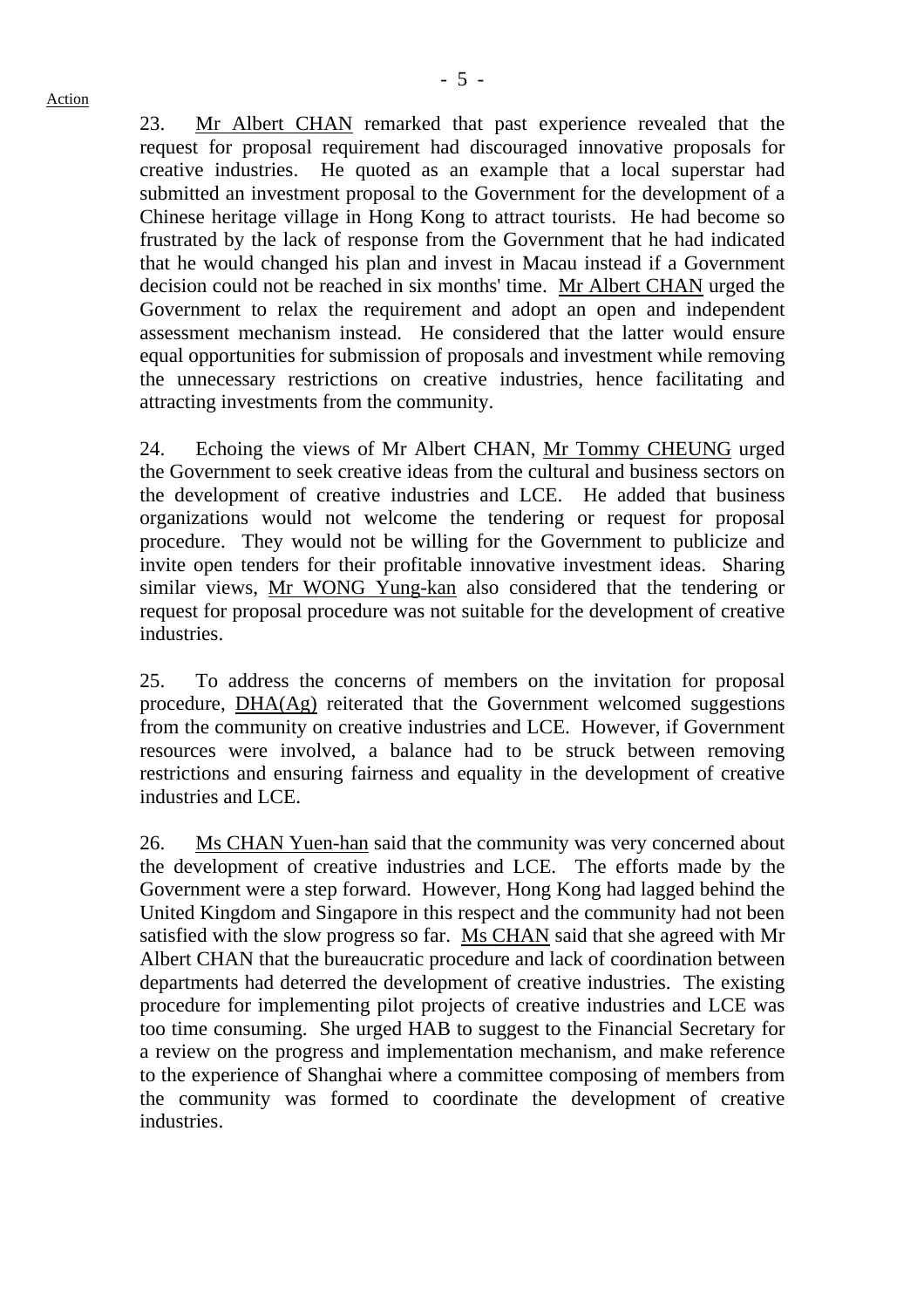Action

23. Mr Albert CHAN remarked that past experience revealed that the request for proposal requirement had discouraged innovative proposals for creative industries. He quoted as an example that a local superstar had submitted an investment proposal to the Government for the development of a Chinese heritage village in Hong Kong to attract tourists. He had become so frustrated by the lack of response from the Government that he had indicated that he would changed his plan and invest in Macau instead if a Government decision could not be reached in six months' time. Mr Albert CHAN urged the Government to relax the requirement and adopt an open and independent assessment mechanism instead. He considered that the latter would ensure equal opportunities for submission of proposals and investment while removing the unnecessary restrictions on creative industries, hence facilitating and attracting investments from the community.

24. Echoing the views of Mr Albert CHAN, Mr Tommy CHEUNG urged the Government to seek creative ideas from the cultural and business sectors on the development of creative industries and LCE. He added that business organizations would not welcome the tendering or request for proposal procedure. They would not be willing for the Government to publicize and invite open tenders for their profitable innovative investment ideas. Sharing similar views, Mr WONG Yung-kan also considered that the tendering or request for proposal procedure was not suitable for the development of creative industries.

25. To address the concerns of members on the invitation for proposal procedure, DHA(Ag) reiterated that the Government welcomed suggestions from the community on creative industries and LCE. However, if Government resources were involved, a balance had to be struck between removing restrictions and ensuring fairness and equality in the development of creative industries and LCE.

26. Ms CHAN Yuen-han said that the community was very concerned about the development of creative industries and LCE. The efforts made by the Government were a step forward. However, Hong Kong had lagged behind the United Kingdom and Singapore in this respect and the community had not been satisfied with the slow progress so far. Ms CHAN said that she agreed with Mr Albert CHAN that the bureaucratic procedure and lack of coordination between departments had deterred the development of creative industries. The existing procedure for implementing pilot projects of creative industries and LCE was too time consuming. She urged HAB to suggest to the Financial Secretary for a review on the progress and implementation mechanism, and make reference to the experience of Shanghai where a committee composing of members from the community was formed to coordinate the development of creative industries.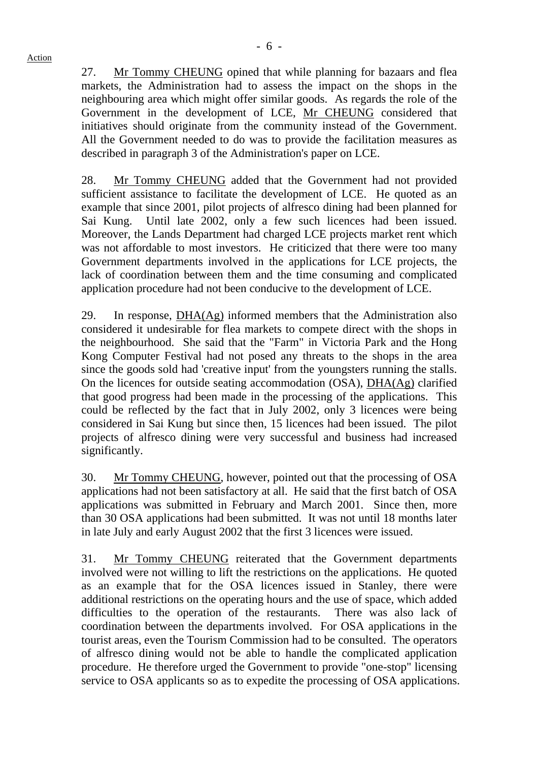Action

27. Mr Tommy CHEUNG opined that while planning for bazaars and flea markets, the Administration had to assess the impact on the shops in the neighbouring area which might offer similar goods. As regards the role of the Government in the development of LCE, Mr CHEUNG considered that initiatives should originate from the community instead of the Government. All the Government needed to do was to provide the facilitation measures as described in paragraph 3 of the Administration's paper on LCE.

28. Mr Tommy CHEUNG added that the Government had not provided sufficient assistance to facilitate the development of LCE. He quoted as an example that since 2001, pilot projects of alfresco dining had been planned for Sai Kung. Until late 2002, only a few such licences had been issued. Moreover, the Lands Department had charged LCE projects market rent which was not affordable to most investors. He criticized that there were too many Government departments involved in the applications for LCE projects, the lack of coordination between them and the time consuming and complicated application procedure had not been conducive to the development of LCE.

29. In response, DHA(Ag) informed members that the Administration also considered it undesirable for flea markets to compete direct with the shops in the neighbourhood. She said that the "Farm" in Victoria Park and the Hong Kong Computer Festival had not posed any threats to the shops in the area since the goods sold had 'creative input' from the youngsters running the stalls. On the licences for outside seating accommodation (OSA), DHA(Ag) clarified that good progress had been made in the processing of the applications. This could be reflected by the fact that in July 2002, only 3 licences were being considered in Sai Kung but since then, 15 licences had been issued. The pilot projects of alfresco dining were very successful and business had increased significantly.

30. Mr Tommy CHEUNG, however, pointed out that the processing of OSA applications had not been satisfactory at all. He said that the first batch of OSA applications was submitted in February and March 2001. Since then, more than 30 OSA applications had been submitted. It was not until 18 months later in late July and early August 2002 that the first 3 licences were issued.

31. Mr Tommy CHEUNG reiterated that the Government departments involved were not willing to lift the restrictions on the applications. He quoted as an example that for the OSA licences issued in Stanley, there were additional restrictions on the operating hours and the use of space, which added difficulties to the operation of the restaurants. There was also lack of coordination between the departments involved. For OSA applications in the tourist areas, even the Tourism Commission had to be consulted. The operators of alfresco dining would not be able to handle the complicated application procedure. He therefore urged the Government to provide "one-stop" licensing service to OSA applicants so as to expedite the processing of OSA applications.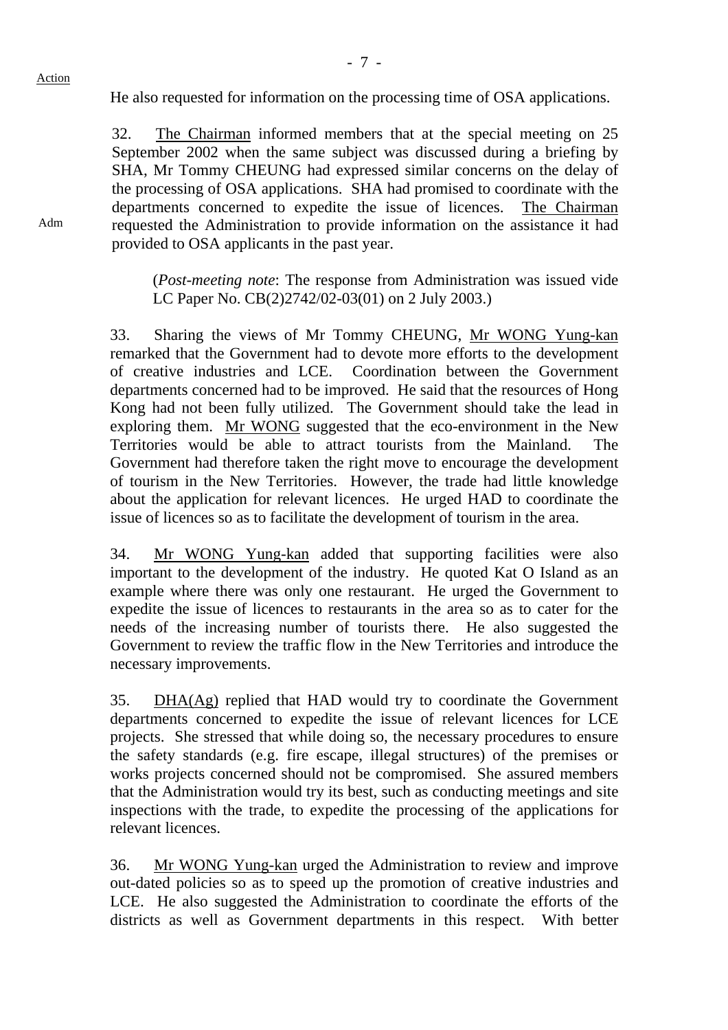Action

He also requested for information on the processing time of OSA applications.

32. The Chairman informed members that at the special meeting on 25 September 2002 when the same subject was discussed during a briefing by SHA, Mr Tommy CHEUNG had expressed similar concerns on the delay of the processing of OSA applications. SHA had promised to coordinate with the departments concerned to expedite the issue of licences. The Chairman requested the Administration to provide information on the assistance it had provided to OSA applicants in the past year.

Adm

> (*Post-meeting note*: The response from Administration was issued vide LC Paper No. CB(2)2742/02-03(01) on 2 July 2003.)

33. Sharing the views of Mr Tommy CHEUNG, Mr WONG Yung-kan remarked that the Government had to devote more efforts to the development of creative industries and LCE. Coordination between the Government departments concerned had to be improved. He said that the resources of Hong Kong had not been fully utilized. The Government should take the lead in exploring them. Mr WONG suggested that the eco-environment in the New Territories would be able to attract tourists from the Mainland. The Government had therefore taken the right move to encourage the development of tourism in the New Territories. However, the trade had little knowledge about the application for relevant licences. He urged HAD to coordinate the issue of licences so as to facilitate the development of tourism in the area.

34. Mr WONG Yung-kan added that supporting facilities were also important to the development of the industry. He quoted Kat O Island as an example where there was only one restaurant. He urged the Government to expedite the issue of licences to restaurants in the area so as to cater for the needs of the increasing number of tourists there. He also suggested the Government to review the traffic flow in the New Territories and introduce the necessary improvements.

35. DHA(Ag) replied that HAD would try to coordinate the Government departments concerned to expedite the issue of relevant licences for LCE projects. She stressed that while doing so, the necessary procedures to ensure the safety standards (e.g. fire escape, illegal structures) of the premises or works projects concerned should not be compromised. She assured members that the Administration would try its best, such as conducting meetings and site inspections with the trade, to expedite the processing of the applications for relevant licences.

36. Mr WONG Yung-kan urged the Administration to review and improve out-dated policies so as to speed up the promotion of creative industries and LCE. He also suggested the Administration to coordinate the efforts of the districts as well as Government departments in this respect. With better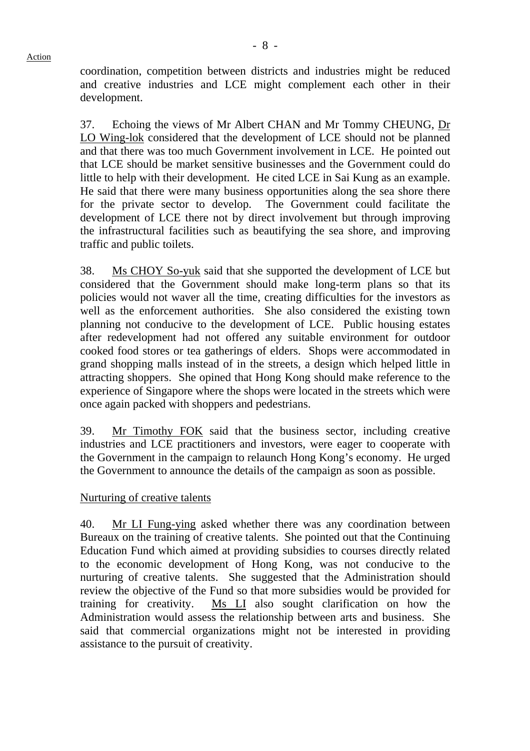coordination, competition between districts and industries might be reduced and creative industries and LCE might complement each other in their development.

37. Echoing the views of Mr Albert CHAN and Mr Tommy CHEUNG, Dr LO Wing-lok considered that the development of LCE should not be planned and that there was too much Government involvement in LCE. He pointed out that LCE should be market sensitive businesses and the Government could do little to help with their development. He cited LCE in Sai Kung as an example. He said that there were many business opportunities along the sea shore there for the private sector to develop. The Government could facilitate the development of LCE there not by direct involvement but through improving the infrastructural facilities such as beautifying the sea shore, and improving traffic and public toilets.

38. Ms CHOY So-yuk said that she supported the development of LCE but considered that the Government should make long-term plans so that its policies would not waver all the time, creating difficulties for the investors as well as the enforcement authorities. She also considered the existing town planning not conducive to the development of LCE. Public housing estates after redevelopment had not offered any suitable environment for outdoor cooked food stores or tea gatherings of elders. Shops were accommodated in grand shopping malls instead of in the streets, a design which helped little in attracting shoppers. She opined that Hong Kong should make reference to the experience of Singapore where the shops were located in the streets which were once again packed with shoppers and pedestrians.

39. Mr Timothy FOK said that the business sector, including creative industries and LCE practitioners and investors, were eager to cooperate with the Government in the campaign to relaunch Hong Kong's economy. He urged the Government to announce the details of the campaign as soon as possible.

Nurturing of creative talents

40. Mr LI Fung-ying asked whether there was any coordination between Bureaux on the training of creative talents. She pointed out that the Continuing Education Fund which aimed at providing subsidies to courses directly related to the economic development of Hong Kong, was not conducive to the nurturing of creative talents. She suggested that the Administration should review the objective of the Fund so that more subsidies would be provided for training for creativity. Ms LI also sought clarification on how the Administration would assess the relationship between arts and business. She said that commercial organizations might not be interested in providing assistance to the pursuit of creativity.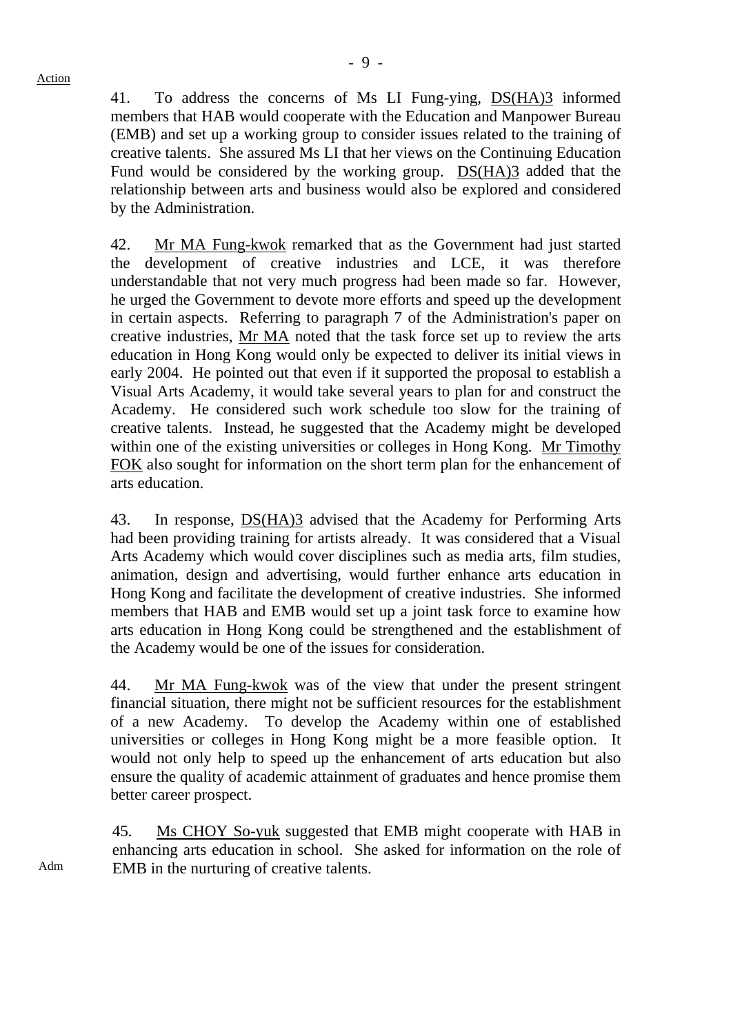Action

41. To address the concerns of Ms LI Fung-ying, DS(HA)3 informed members that HAB would cooperate with the Education and Manpower Bureau (EMB) and set up a working group to consider issues related to the training of creative talents. She assured Ms LI that her views on the Continuing Education Fund would be considered by the working group. DS(HA)3 added that the relationship between arts and business would also be explored and considered by the Administration.

42. Mr MA Fung-kwok remarked that as the Government had just started the development of creative industries and LCE, it was therefore understandable that not very much progress had been made so far. However, he urged the Government to devote more efforts and speed up the development in certain aspects. Referring to paragraph 7 of the Administration's paper on creative industries, Mr MA noted that the task force set up to review the arts education in Hong Kong would only be expected to deliver its initial views in early 2004. He pointed out that even if it supported the proposal to establish a Visual Arts Academy, it would take several years to plan for and construct the Academy. He considered such work schedule too slow for the training of creative talents. Instead, he suggested that the Academy might be developed within one of the existing universities or colleges in Hong Kong. Mr Timothy FOK also sought for information on the short term plan for the enhancement of arts education.

43. In response, DS(HA)3 advised that the Academy for Performing Arts had been providing training for artists already. It was considered that a Visual Arts Academy which would cover disciplines such as media arts, film studies, animation, design and advertising, would further enhance arts education in Hong Kong and facilitate the development of creative industries. She informed members that HAB and EMB would set up a joint task force to examine how arts education in Hong Kong could be strengthened and the establishment of the Academy would be one of the issues for consideration.

44. Mr MA Fung-kwok was of the view that under the present stringent financial situation, there might not be sufficient resources for the establishment of a new Academy. To develop the Academy within one of established universities or colleges in Hong Kong might be a more feasible option. It would not only help to speed up the enhancement of arts education but also ensure the quality of academic attainment of graduates and hence promise them better career prospect.

Adm

45. Ms CHOY So-yuk suggested that EMB might cooperate with HAB in enhancing arts education in school. She asked for information on the role of EMB in the nurturing of creative talents.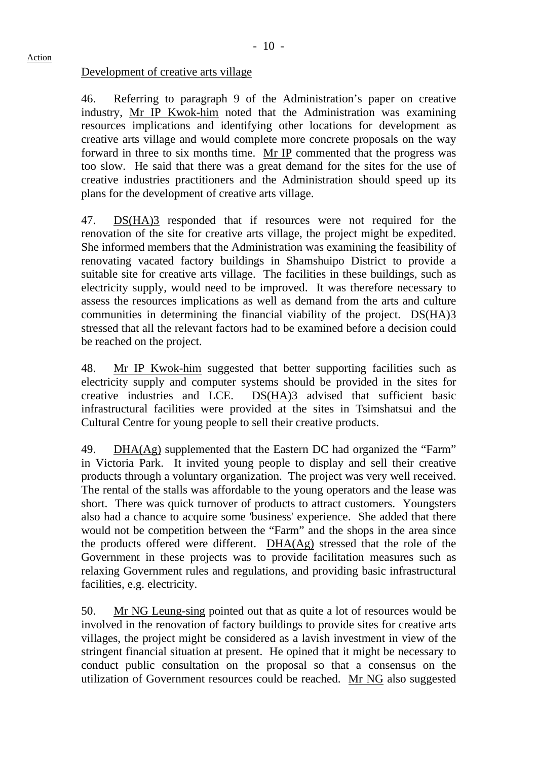Action

Development of creative arts village

46. Referring to paragraph 9 of the Administration's paper on creative industry, Mr IP Kwok-him noted that the Administration was examining resources implications and identifying other locations for development as creative arts village and would complete more concrete proposals on the way forward in three to six months time. Mr IP commented that the progress was too slow. He said that there was a great demand for the sites for the use of creative industries practitioners and the Administration should speed up its plans for the development of creative arts village.

47. DS(HA)3 responded that if resources were not required for the renovation of the site for creative arts village, the project might be expedited. She informed members that the Administration was examining the feasibility of renovating vacated factory buildings in Shamshuipo District to provide a suitable site for creative arts village. The facilities in these buildings, such as electricity supply, would need to be improved. It was therefore necessary to assess the resources implications as well as demand from the arts and culture communities in determining the financial viability of the project. DS(HA)3 stressed that all the relevant factors had to be examined before a decision could be reached on the project.

48. Mr IP Kwok-him suggested that better supporting facilities such as electricity supply and computer systems should be provided in the sites for creative industries and LCE. DS(HA)3 advised that sufficient basic infrastructural facilities were provided at the sites in Tsimshatsui and the Cultural Centre for young people to sell their creative products.

49. DHA(Ag) supplemented that the Eastern DC had organized the "Farm" in Victoria Park. It invited young people to display and sell their creative products through a voluntary organization. The project was very well received. The rental of the stalls was affordable to the young operators and the lease was short. There was quick turnover of products to attract customers. Youngsters also had a chance to acquire some 'business' experience. She added that there would not be competition between the "Farm" and the shops in the area since the products offered were different. DHA(Ag) stressed that the role of the Government in these projects was to provide facilitation measures such as relaxing Government rules and regulations, and providing basic infrastructural facilities, e.g. electricity.

50. Mr NG Leung-sing pointed out that as quite a lot of resources would be involved in the renovation of factory buildings to provide sites for creative arts villages, the project might be considered as a lavish investment in view of the stringent financial situation at present. He opined that it might be necessary to conduct public consultation on the proposal so that a consensus on the utilization of Government resources could be reached. Mr NG also suggested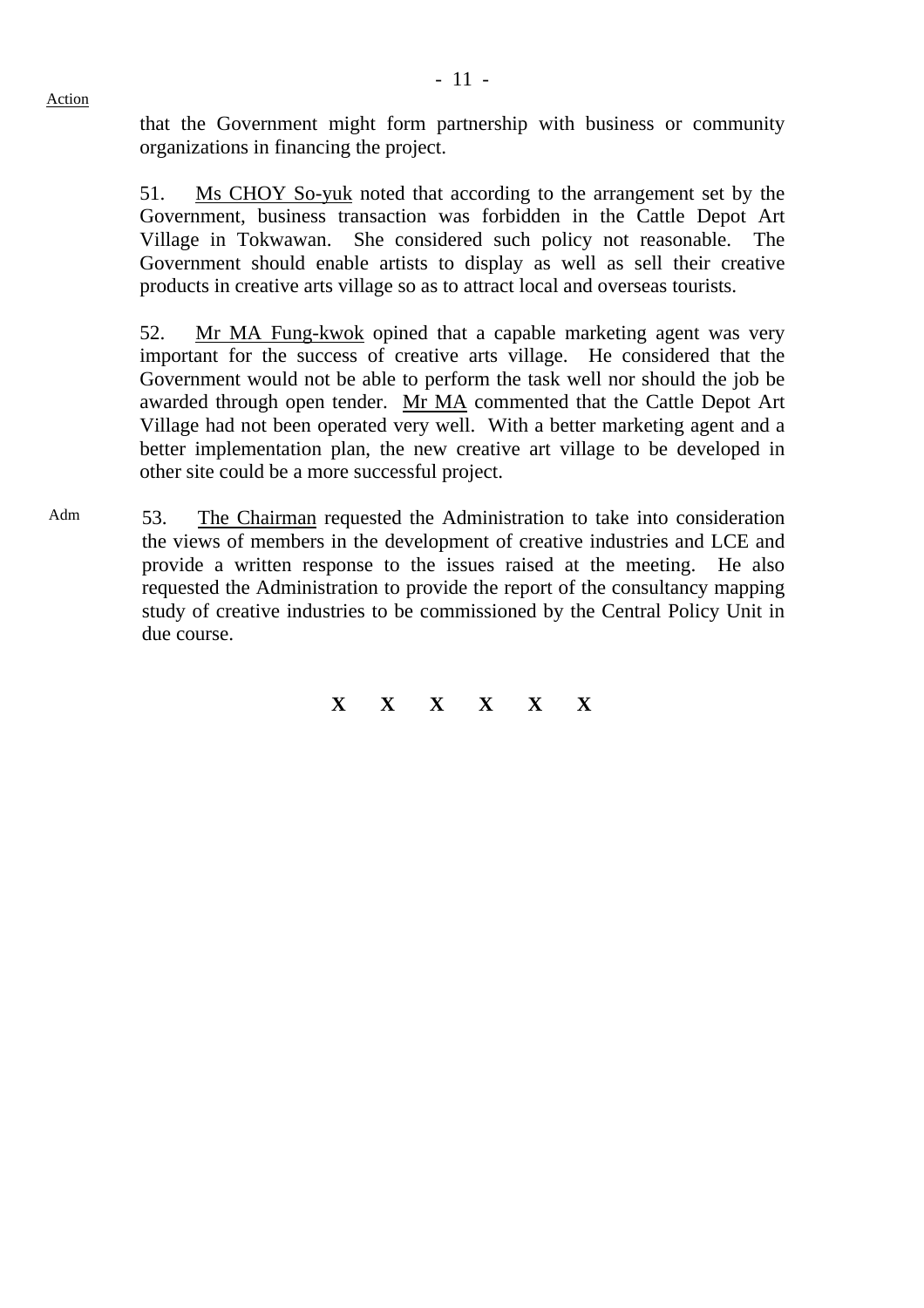Action

that the Government might form partnership with business or community organizations in financing the project.

51. Ms CHOY So-yuk noted that according to the arrangement set by the Government, business transaction was forbidden in the Cattle Depot Art Village in Tokwawan. She considered such policy not reasonable. The Government should enable artists to display as well as sell their creative products in creative arts village so as to attract local and overseas tourists.

52. Mr MA Fung-kwok opined that a capable marketing agent was very important for the success of creative arts village. He considered that the Government would not be able to perform the task well nor should the job be awarded through open tender. Mr MA commented that the Cattle Depot Art Village had not been operated very well. With a better marketing agent and a better implementation plan, the new creative art village to be developed in other site could be a more successful project.

Adm

53. The Chairman requested the Administration to take into consideration the views of members in the development of creative industries and LCE and provide a written response to the issues raised at the meeting. He also requested the Administration to provide the report of the consultancy mapping study of creative industries to be commissioned by the Central Policy Unit in due course.

X X X X X X